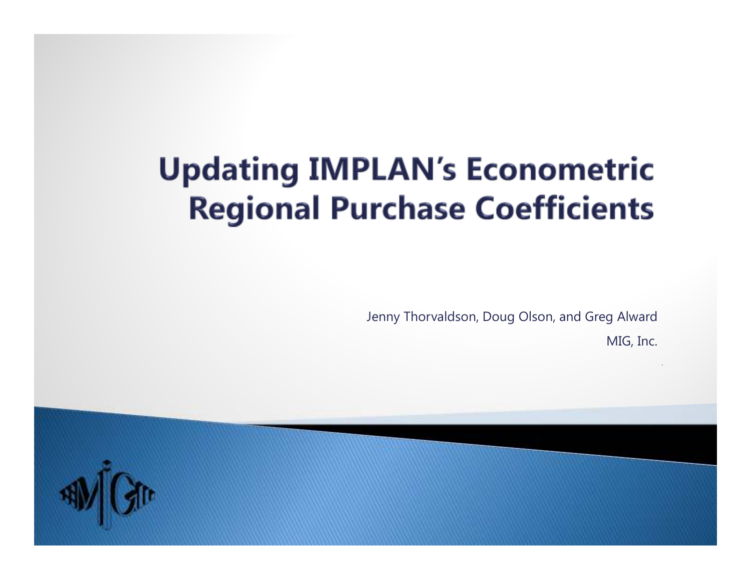# Updating IMPLAN's Econometric Regional Purchase Coefficients

Jenny Thorvaldson, Doug Olson, and Greg Alward

MIG, Inc.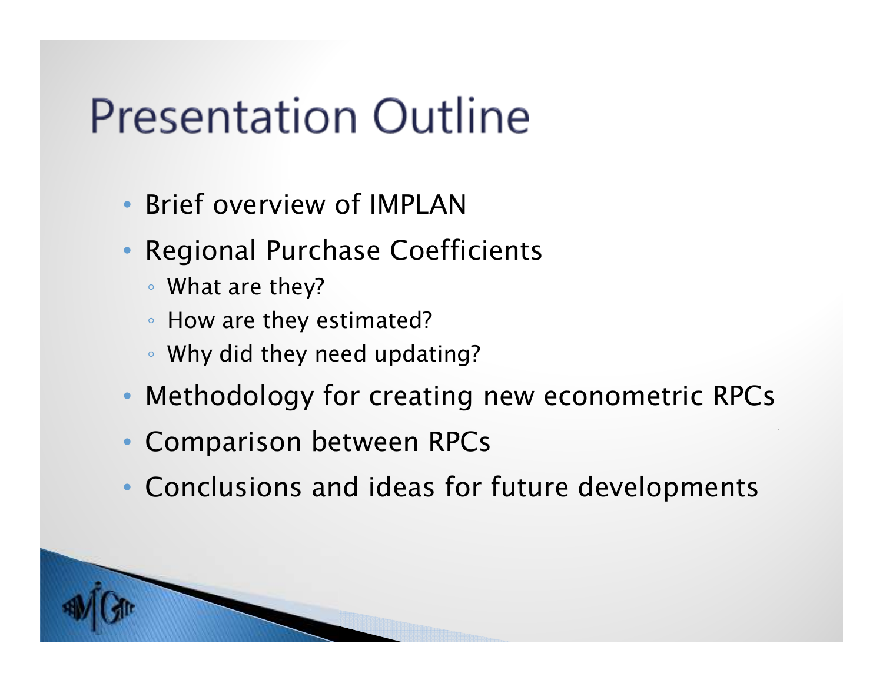# Presentation Outline

- Brief overview of IMPLAN
- Regional Purchase Coefficients
  - What are they?
  - How are they estimated?
  - Why did they need updating?
- Methodology for creating new econometric RPCs
- Comparison between RPCs
- Conclusions and ideas for future developments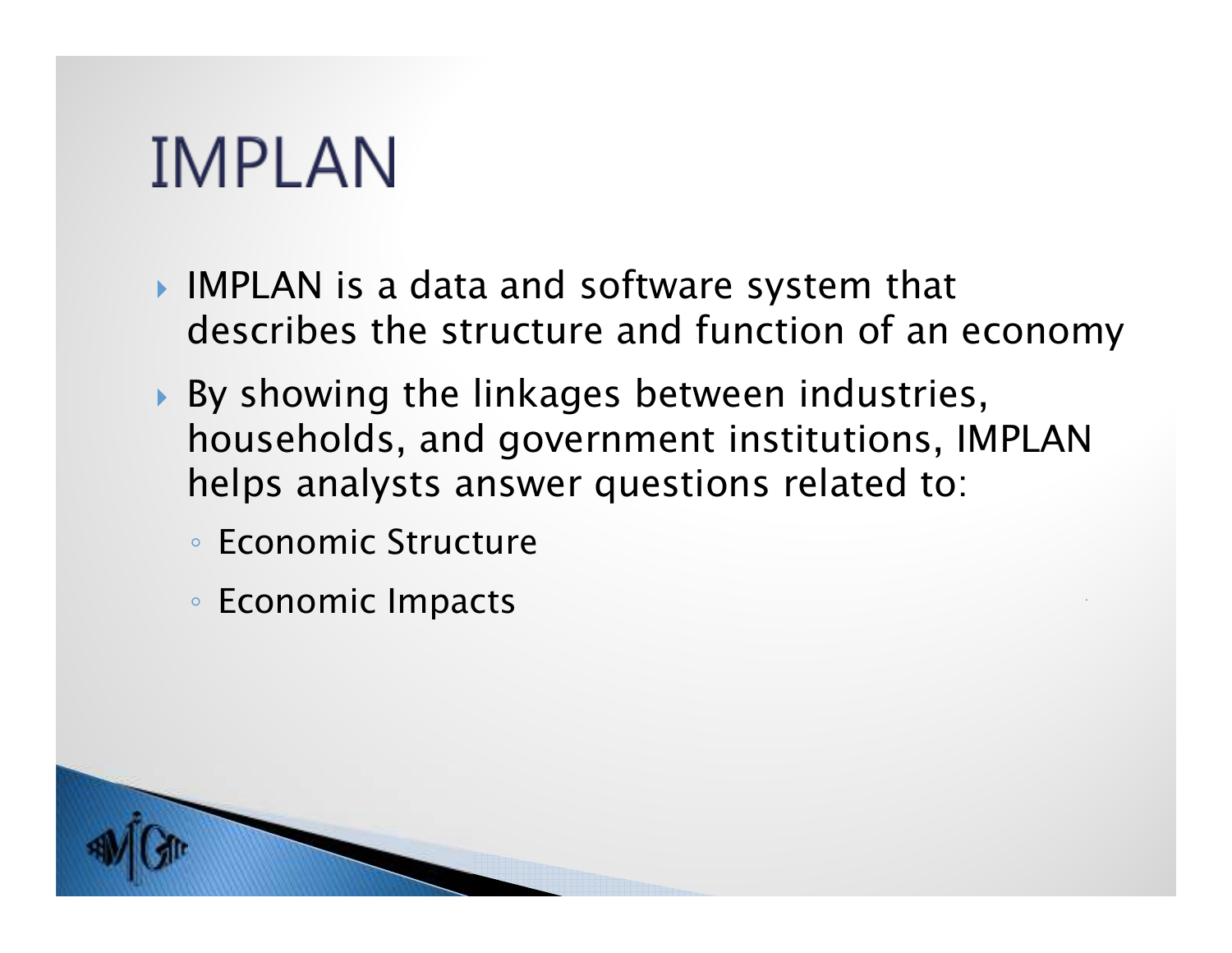# IMPLAN

- IMPLAN is a data and software system that describes the structure and function of an economy
- By showing the linkages between industries, households, and government institutions, IMPLAN helps analysts answer questions related to:
  - Economic Structure
  - Economic Impacts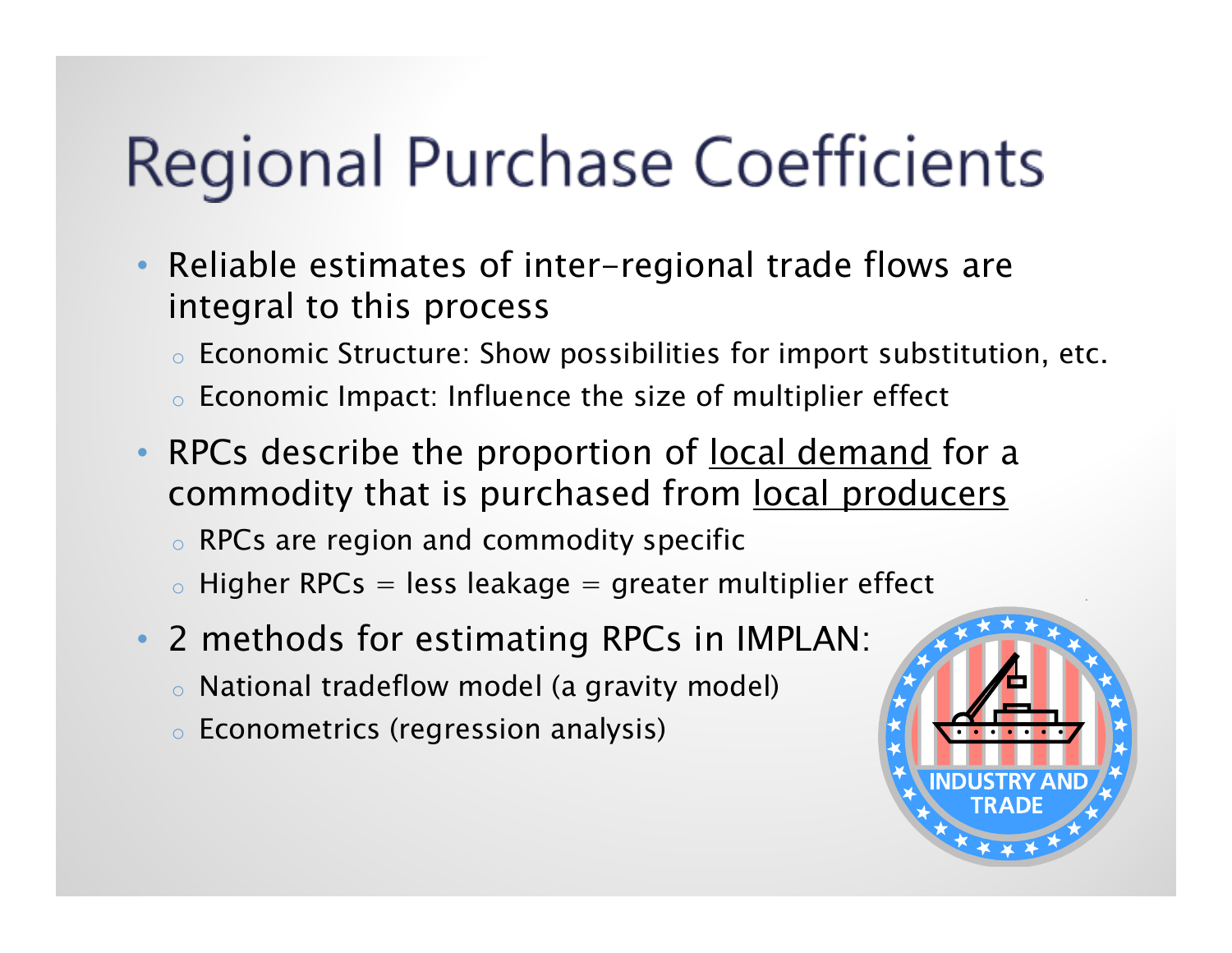# Regional Purchase Coefficients

- Reliable estimates of inter-regional trade flows are integral to this process
  - Economic Structure: Show possibilities for import substitution, etc.
  - Economic Impact: Influence the size of multiplier effect
- RPCs describe the proportion of <u>local demand</u> for a commodity that is purchased from <u>local producers</u>
  - RPCs are region and commodity specific
  - Higher RPCs = less leakage = greater multiplier effect
- 2 methods for estimating RPCs in IMPLAN:
  - National tradeflow model (a gravity model)
  - Econometrics (regression analysis)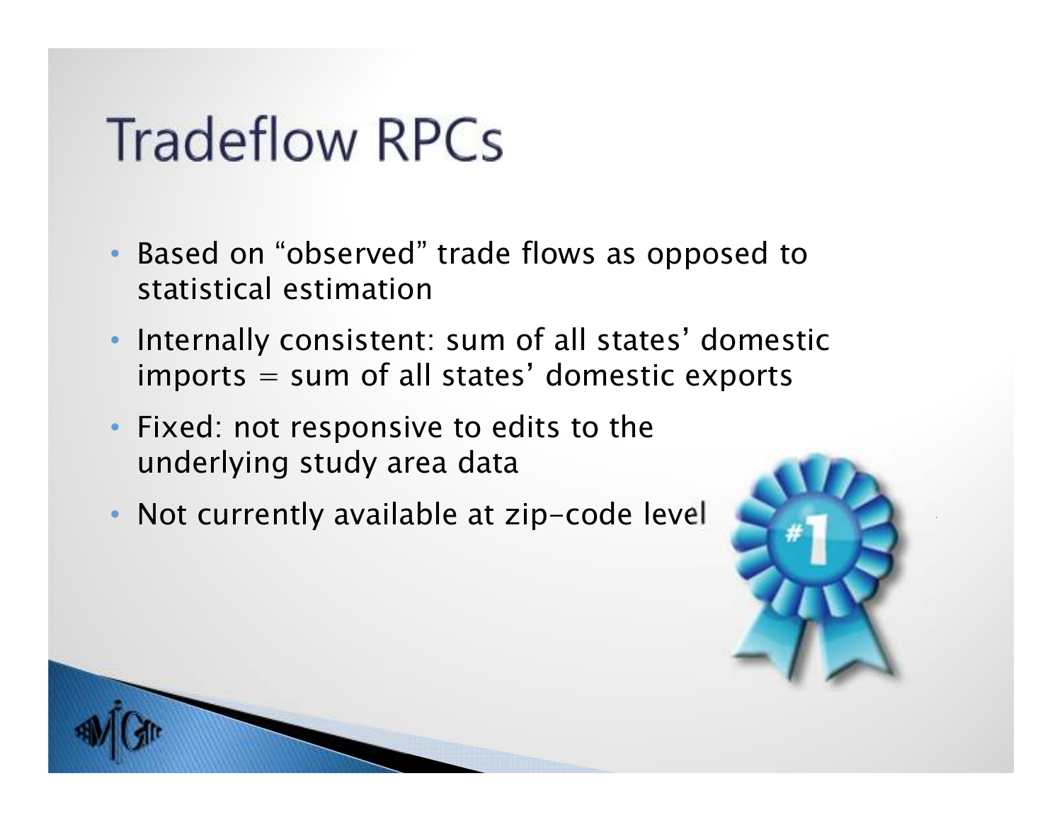# Tradeflow RPCs

- Based on “observed” trade flows as opposed to statistical estimation
- Internally consistent: sum of all states’ domestic imports = sum of all states’ domestic exports
- Fixed: not responsive to edits to the underlying study area data
- Not currently available at zip-code level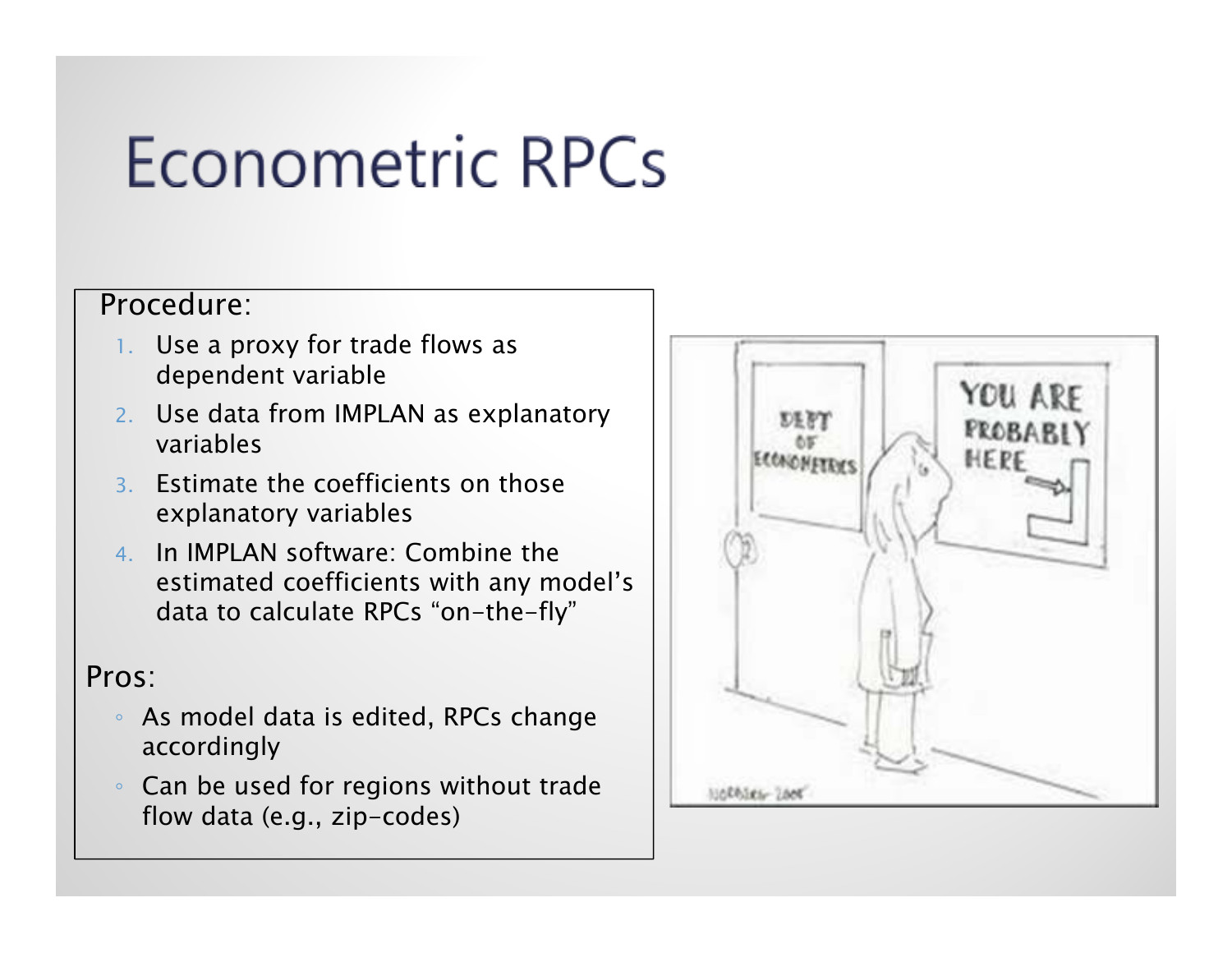# Econometric RPCs

Procedure:

1. Use a proxy for trade flows as dependent variable
2. Use data from IMPLAN as explanatory variables
3. Estimate the coefficients on those explanatory variables
4. In IMPLAN software: Combine the estimated coefficients with any model's data to calculate RPCs "on-the-fly"

Pros:

- As model data is edited, RPCs change accordingly
- Can be used for regions without trade flow data (e.g., zip-codes)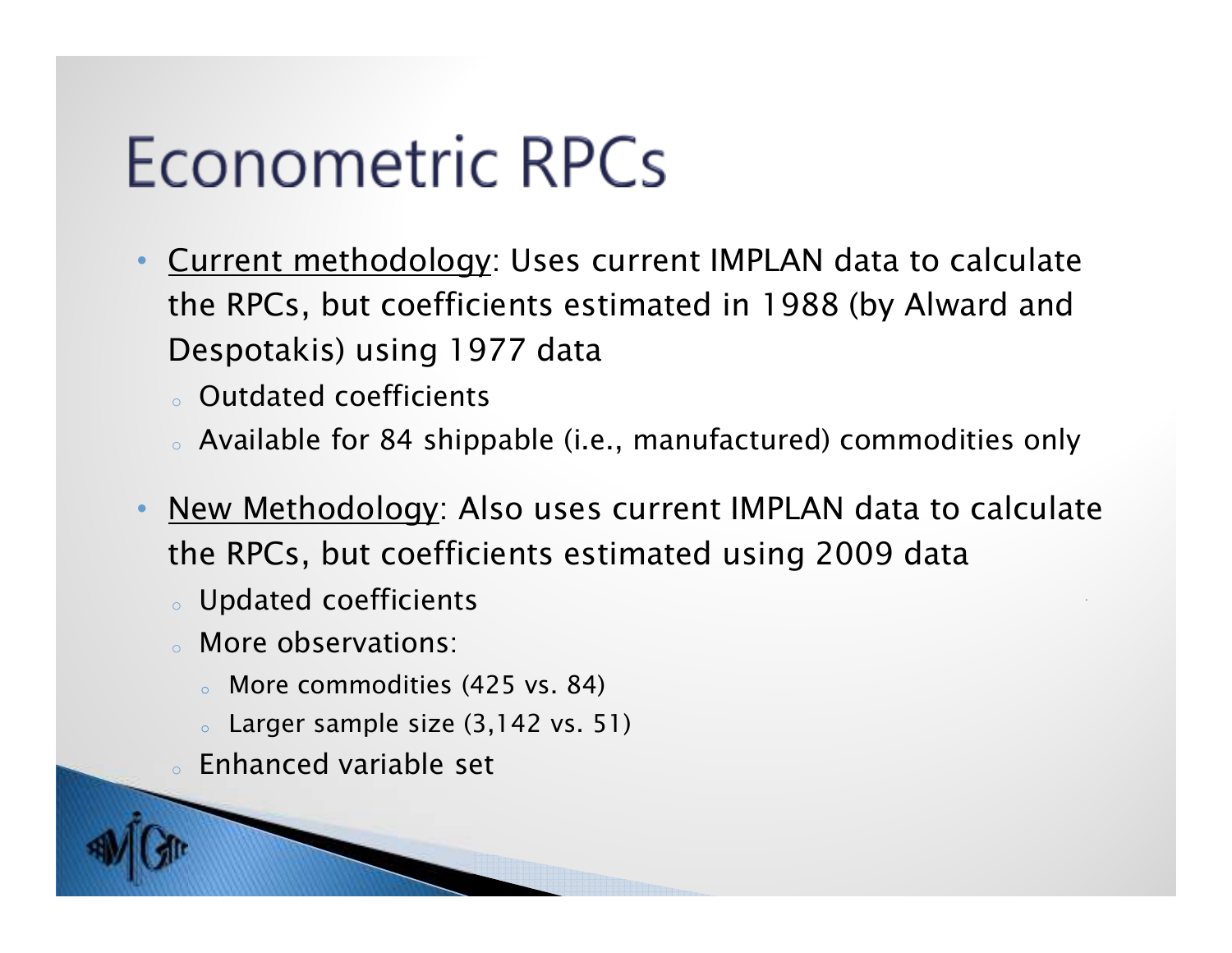# Econometric RPCs

- Current methodology: Uses current IMPLAN data to calculate the RPCs, but coefficients estimated in 1988 (by Alward and Despotakis) using 1977 data
  - Outdated coefficients
  - Available for 84 shippable (i.e., manufactured) commodities only
- New Methodology: Also uses current IMPLAN data to calculate the RPCs, but coefficients estimated using 2009 data
  - Updated coefficients
  - More observations:
    - More commodities (425 vs. 84)
    - Larger sample size (3,142 vs. 51)
  - Enhanced variable set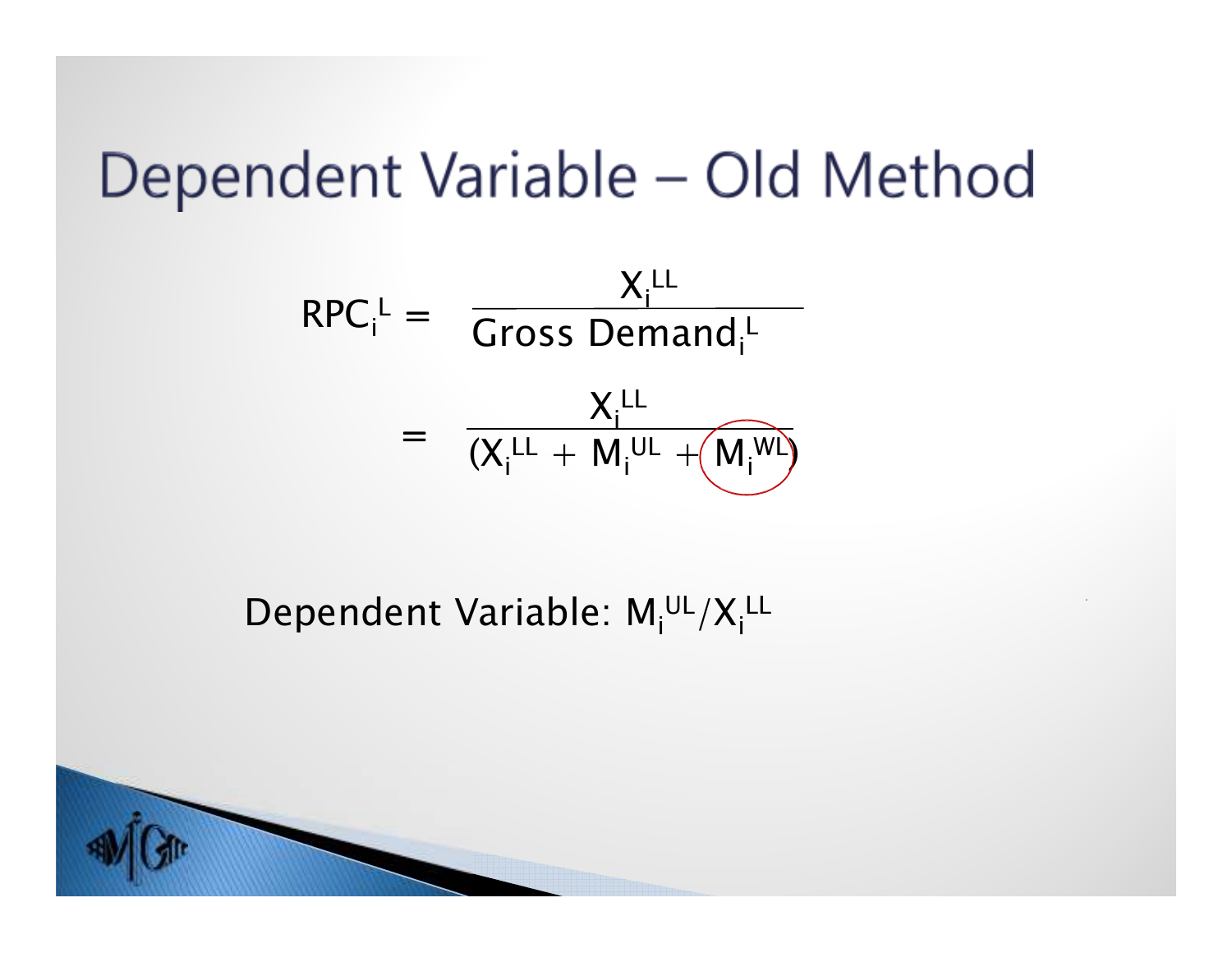# Dependent Variable – Old Method

$$RPC_i^L = \frac{X_i^{LL}}{\text{Gross Demand}_i^L}$$

$$= \frac{X_i^{LL}}{(X_i^{LL} + M_i^{UL} + M_i^{WL})}$$

Dependent Variable: $M_i^{UL}/X_i^{LL}$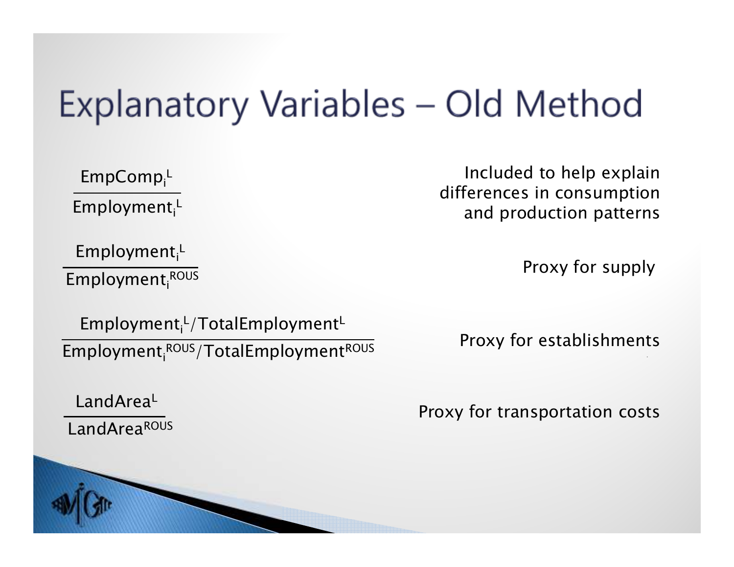# Explanatory Variables – Old Method

| Variable | Description |
| --- | --- |
| $\frac{EmpComp_i^L}{Employment_i^L}$ | Included to help explain differences in consumption and production patterns |
| $\frac{Employment_i^L}{Employment_i^{ROUS}}$ | Proxy for supply |
| $\frac{Employment_i^L / TotalEmployment^L}{Employment_i^{ROUS} / TotalEmployment^{ROUS}}$ | Proxy for establishments |
| $\frac{LandArea^L}{LandArea^{ROUS}}$ | Proxy for transportation costs |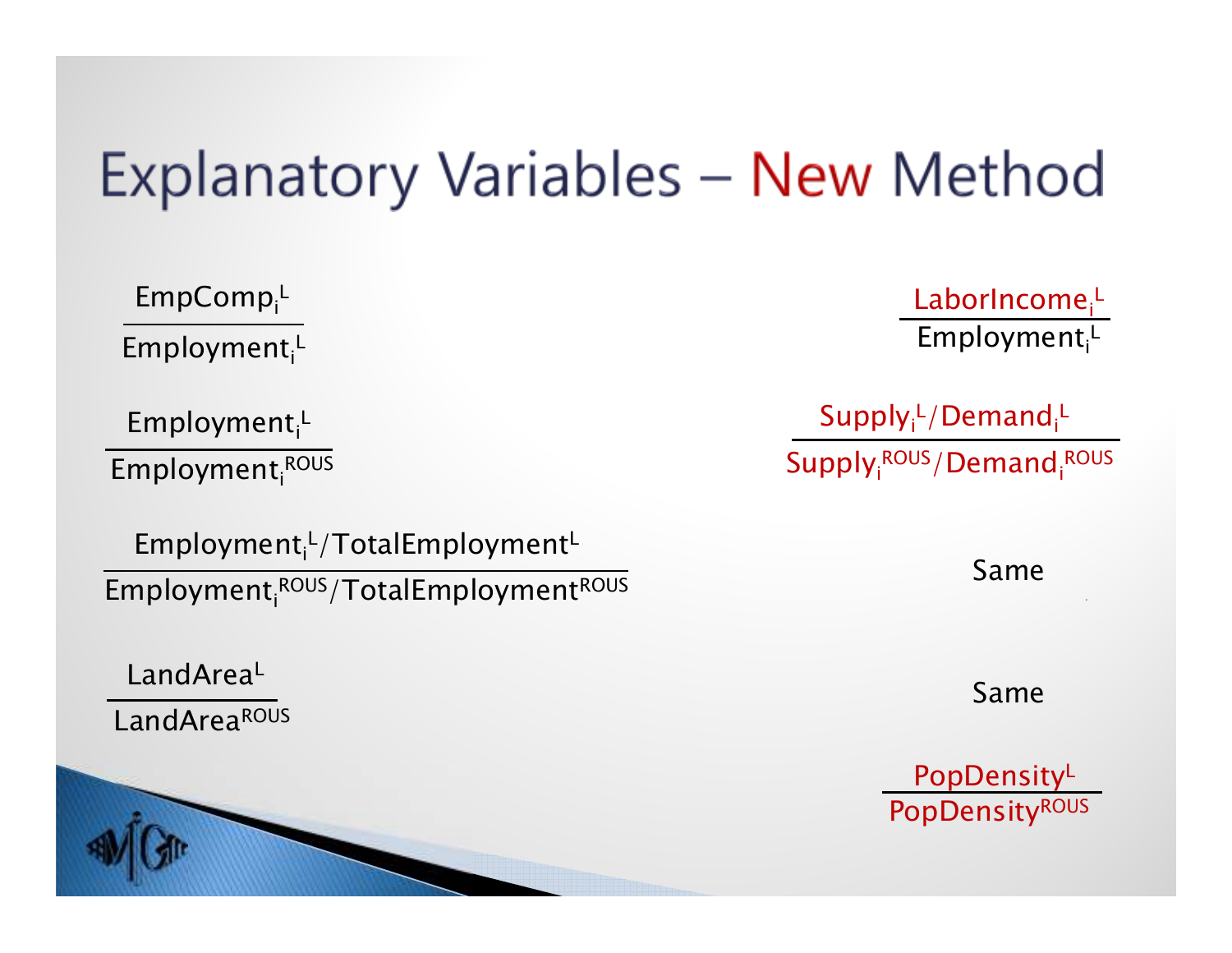# Explanatory Variables – New Method

| Old Method | New Method |
| --- | --- |
| $\frac{EmpComp_i^L}{Employment_i^L}$ | $\frac{LaborIncome_i^L}{Employment_i^L}$ |
| $\frac{Employment_i^L}{Employment_i^{ROUS}}$ | $\frac{Supply_i^L/Demand_i^L}{Supply_i^{ROUS}/Demand_i^{ROUS}}$ |
| $\frac{Employment_i^L/TotalEmployment^L}{Employment_i^{ROUS}/TotalEmployment^{ROUS}}$ | Same |
| $\frac{LandArea^L}{LandArea^{ROUS}}$ | Same |
| | $\frac{PopDensity^L}{PopDensity^{ROUS}}$ |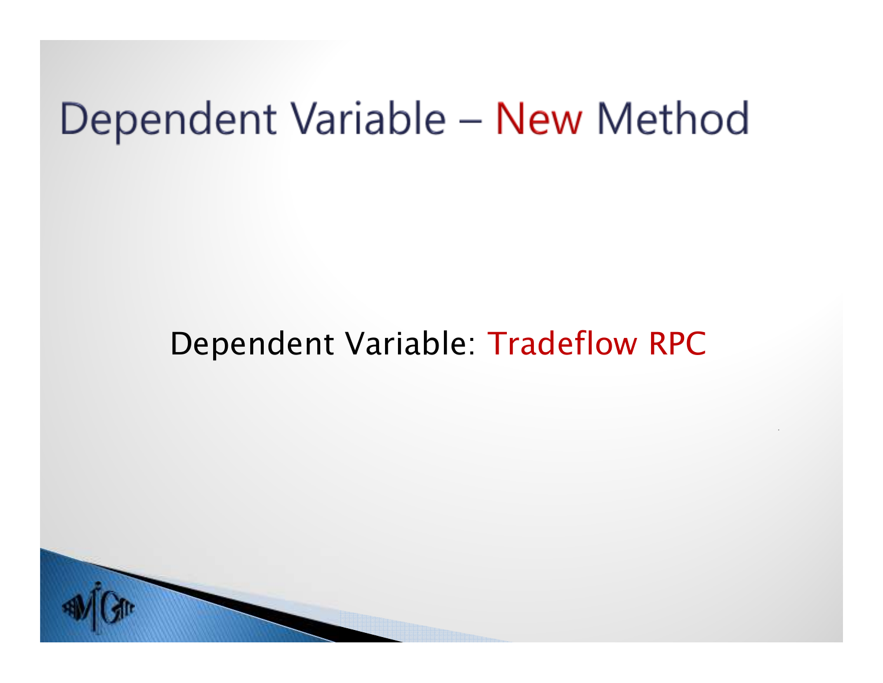# Dependent Variable – New Method

Dependent Variable: Tradeflow RPC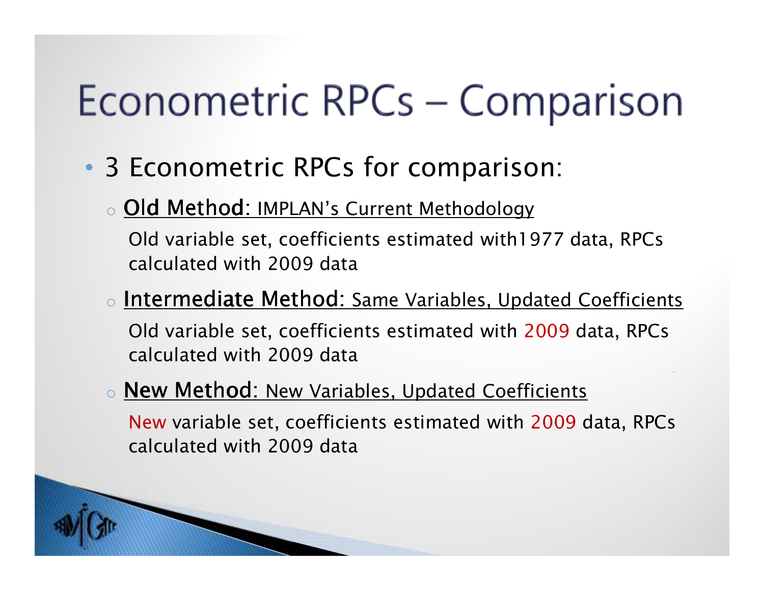# Econometric RPCs – Comparison

- 3 Econometric RPCs for comparison:
  - **Old Method:** IMPLAN's Current Methodology

    Old variable set, coefficients estimated with1977 data, RPCs calculated with 2009 data
  - **Intermediate Method:** Same Variables, Updated Coefficients

    Old variable set, coefficients estimated with 2009 data, RPCs calculated with 2009 data
  - **New Method:** New Variables, Updated Coefficients

    New variable set, coefficients estimated with 2009 data, RPCs calculated with 2009 data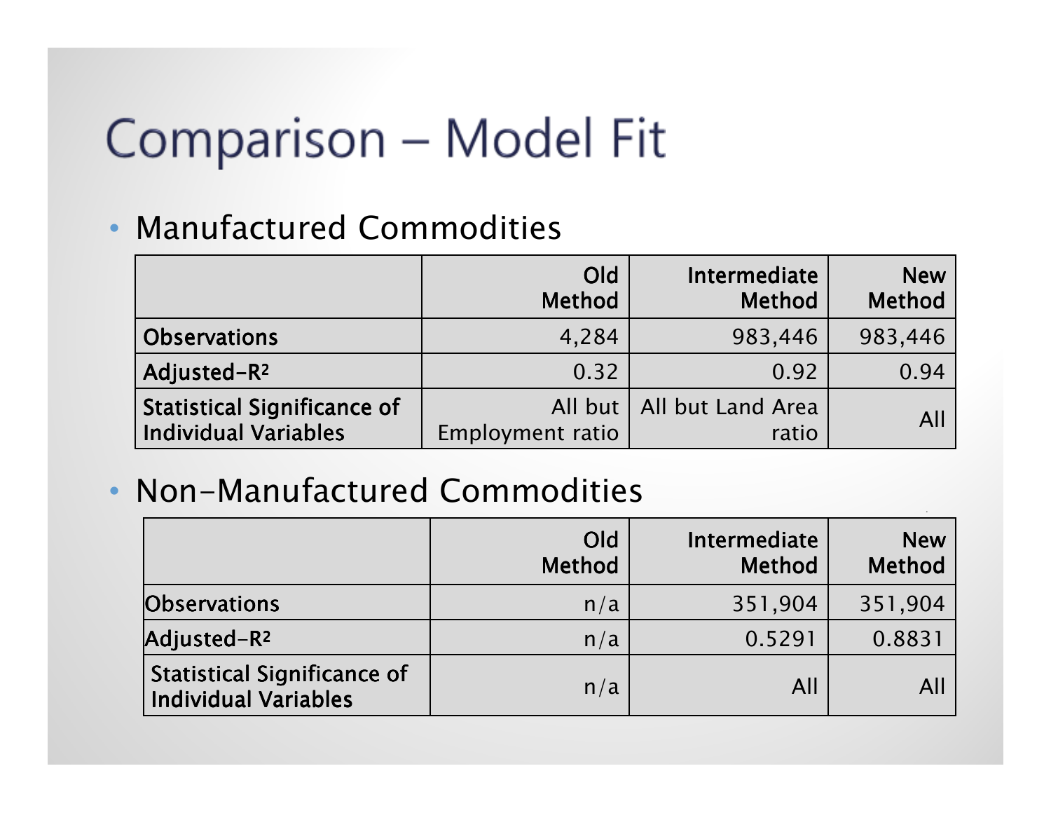# Comparison – Model Fit

- Manufactured Commodities

| | Old Method | Intermediate Method | New Method |
|---|---|---|---|
| **Observations** | 4,284 | 983,446 | 983,446 |
| **Adjusted-$R^2$** | 0.32 | 0.92 | 0.94 |
| **Statistical Significance of Individual Variables** | All but Employment ratio | All but Land Area ratio | All |

- Non-Manufactured Commodities

| | Old Method | Intermediate Method | New Method |
|---|---|---|---|
| **Observations** | n/a | 351,904 | 351,904 |
| **Adjusted-$R^2$** | n/a | 0.5291 | 0.8831 |
| **Statistical Significance of Individual Variables** | n/a | All | All |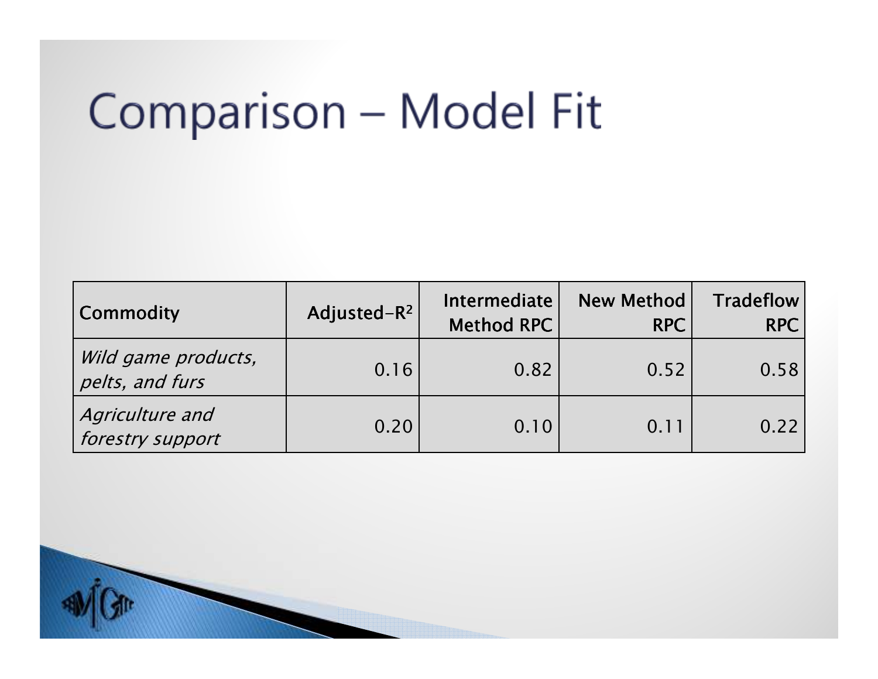# Comparison – Model Fit

| Commodity | Adjusted-$R^2$ | Intermediate Method RPC | New Method RPC | Tradeflow RPC |
|---|---|---|---|---|
| *Wild game products, pelts, and furs* | 0.16 | 0.82 | 0.52 | 0.58 |
| *Agriculture and forestry support* | 0.20 | 0.10 | 0.11 | 0.22 |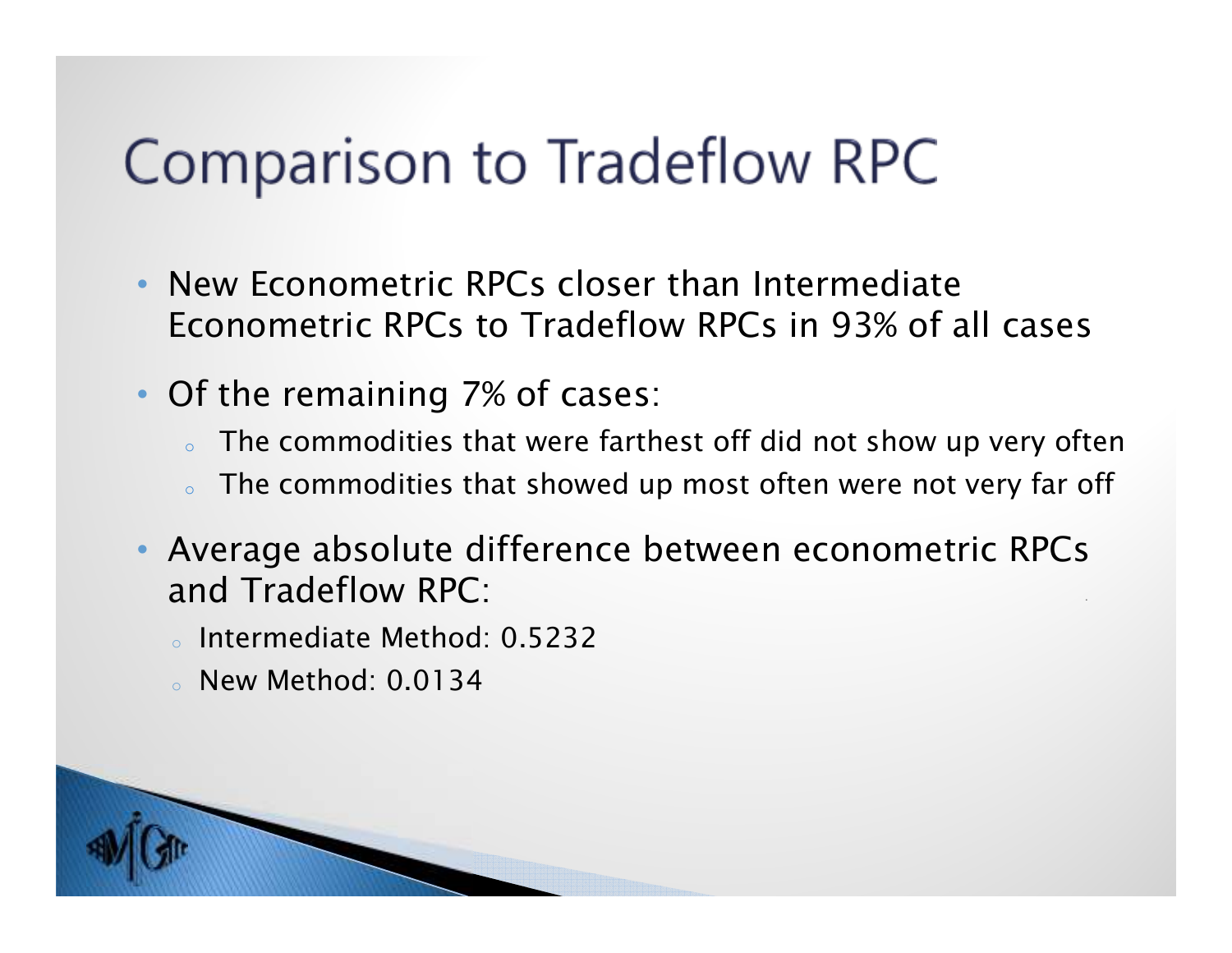# Comparison to Tradeflow RPC

- New Econometric RPCs closer than Intermediate Econometric RPCs to Tradeflow RPCs in 93% of all cases
- Of the remaining 7% of cases:
  - The commodities that were farthest off did not show up very often
  - The commodities that showed up most often were not very far off
- Average absolute difference between econometric RPCs and Tradeflow RPC:
  - Intermediate Method: 0.5232
  - New Method: 0.0134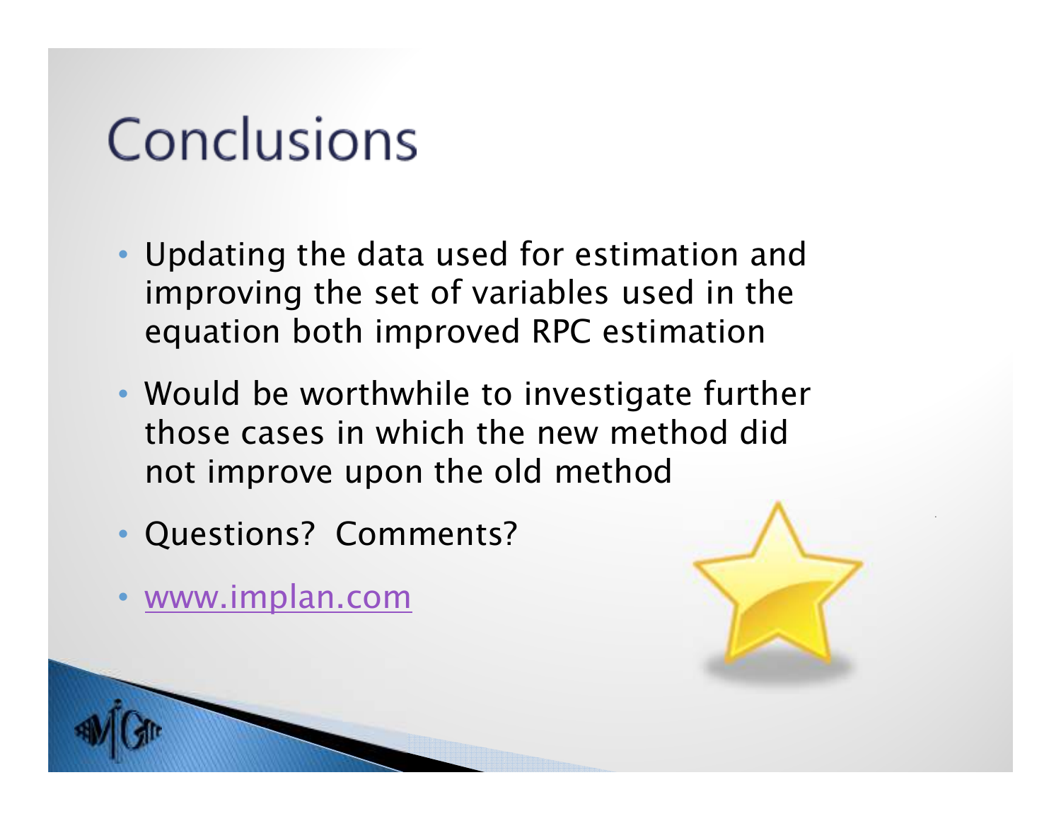# Conclusions

- Updating the data used for estimation and improving the set of variables used in the equation both improved RPC estimation
- Would be worthwhile to investigate further those cases in which the new method did not improve upon the old method
- Questions? Comments?
- www.implan.com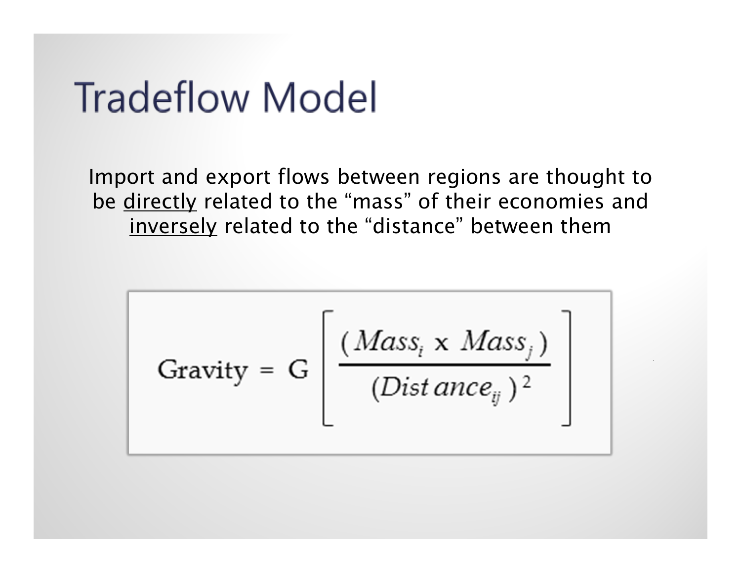# Tradeflow Model

Import and export flows between regions are thought to be <u>directly</u> related to the “mass” of their economies and <u>inversely</u> related to the “distance” between them

$$\text{Gravity} = G\left[\frac{(Mass_i \times Mass_j)}{(Distance_{ij})^2}\right]$$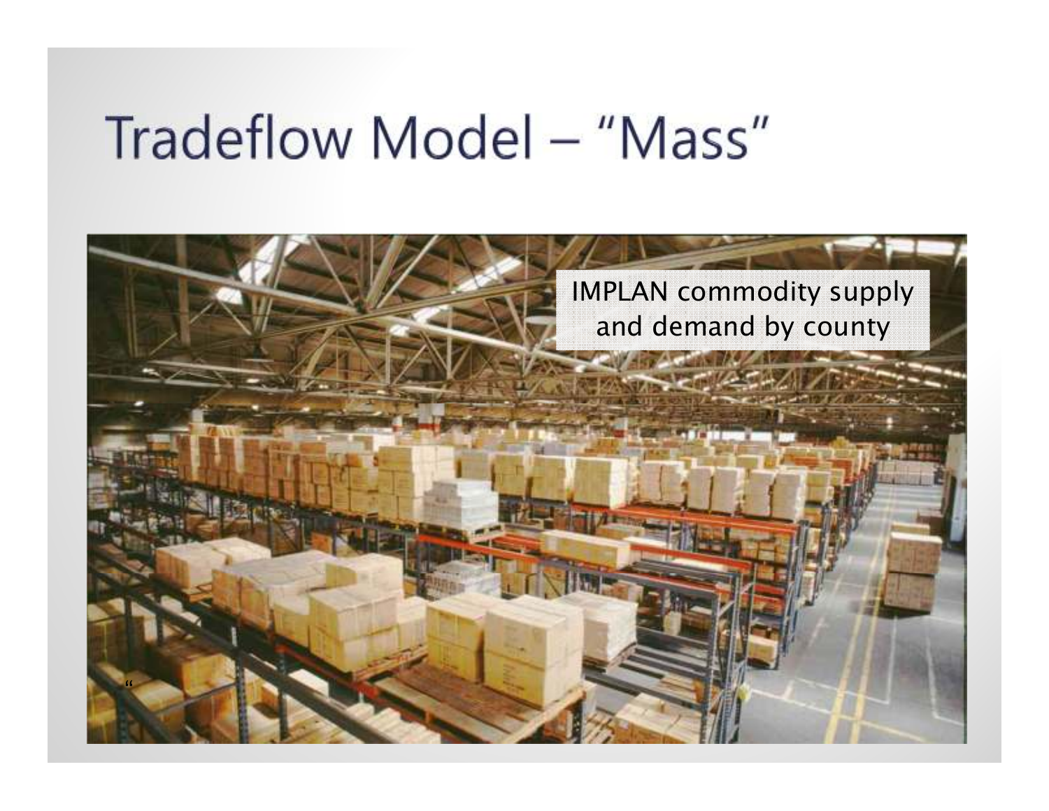# Tradeflow Model – "Mass"

IMPLAN commodity supply and demand by county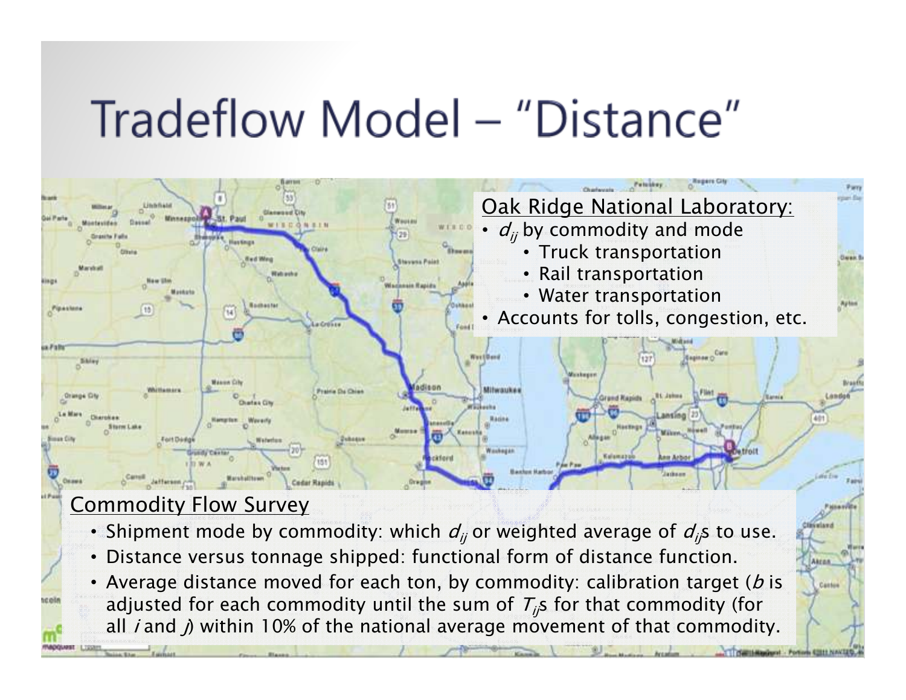# Tradeflow Model – "Distance"

**Oak Ridge National Laboratory:**

- $d_{ij}$ by commodity and mode
  - Truck transportation
  - Rail transportation
  - Water transportation
- Accounts for tolls, congestion, etc.

**Commodity Flow Survey**

- Shipment mode by commodity: which $d_{ij}$ or weighted average of $d_{ij}$s to use.
- Distance versus tonnage shipped: functional form of distance function.
- Average distance moved for each ton, by commodity: calibration target ($b$ is adjusted for each commodity until the sum of $T_{ij}$s for that commodity (for all $i$ and $j$) within 10% of the national average movement of that commodity.